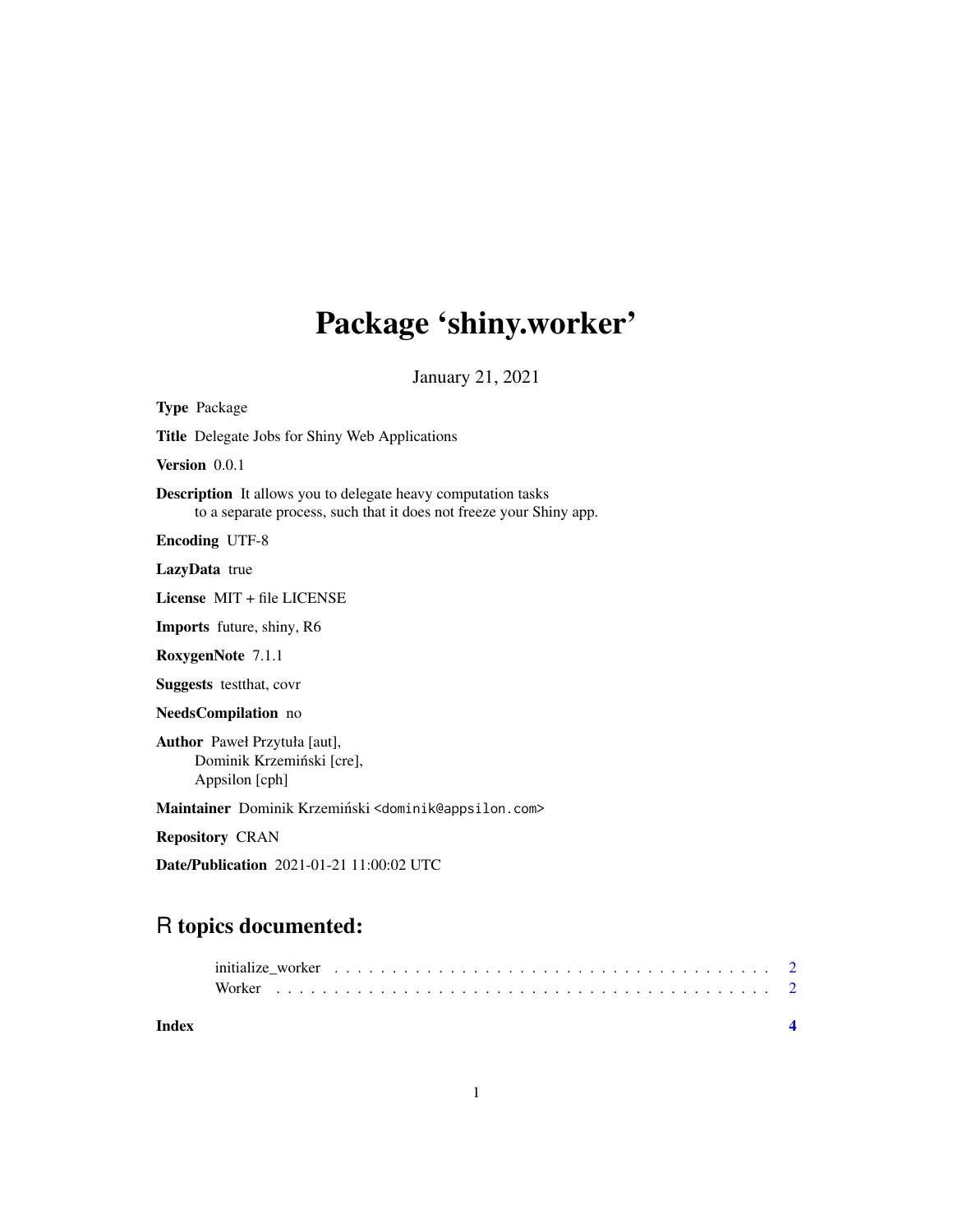# Package 'shiny.worker'

January 21, 2021

**Type** Package

**Title** Delegate Jobs for Shiny Web Applications

**Version** 0.0.1

**Description** It allows you to delegate heavy computation tasks
to a separate process, such that it does not freeze your Shiny app.

**Encoding** UTF-8

**LazyData** true

**License** MIT + file LICENSE

**Imports** future, shiny, R6

**RoxygenNote** 7.1.1

**Suggests** testthat, covr

**NeedsCompilation** no

**Author** Paweł Przytuła [aut],
Dominik Krzemiński [cre],
Appsilon [cph]

**Maintainer** Dominik Krzemiński <dominik@appsilon.com>

**Repository** CRAN

**Date/Publication** 2021-01-21 11:00:02 UTC

## R topics documented:

initialize_worker . . . . . . . . . . . . . . . . . . . . . . . . . . . . . . . . . . . . . . . 2
Worker . . . . . . . . . . . . . . . . . . . . . . . . . . . . . . . . . . . . . . . . . . . 2

**Index** **4**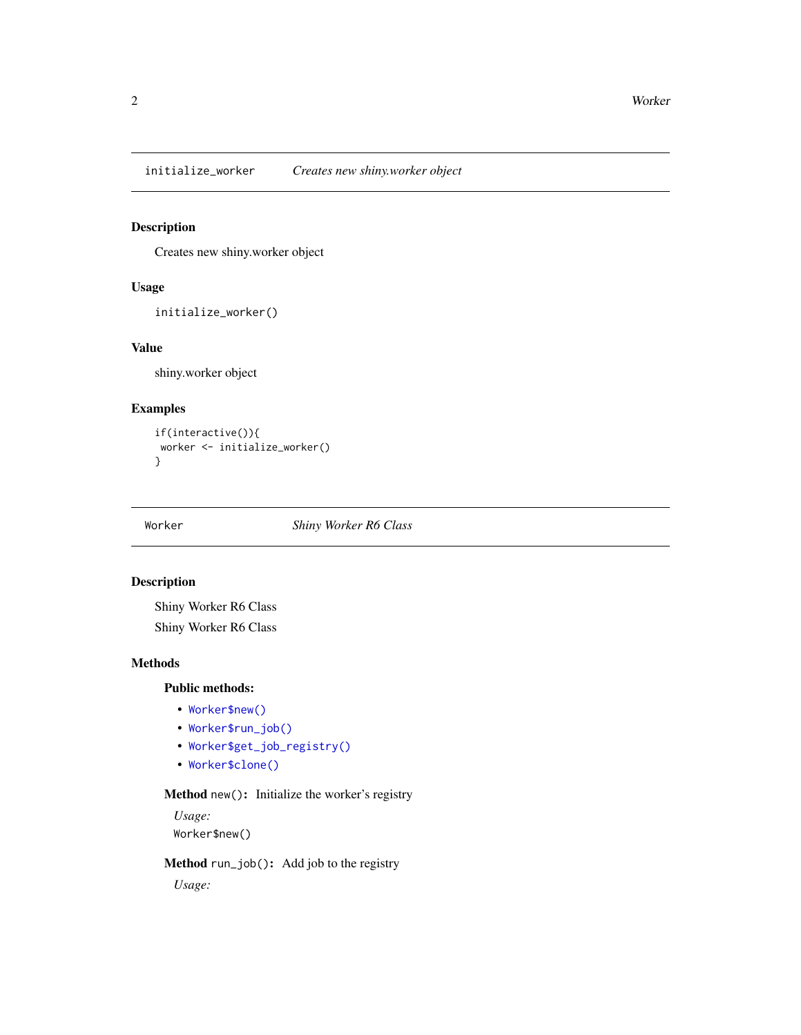## initialize_worker *Creates new shiny.worker object*

### Description

Creates new shiny.worker object

### Usage

```
initialize_worker()
```

### Value

shiny.worker object

### Examples

```
if(interactive()){
 worker <- initialize_worker()
}
```

## Worker *Shiny Worker R6 Class*

### Description

Shiny Worker R6 Class

Shiny Worker R6 Class

### Methods

#### Public methods:

- `Worker$new()`
- `Worker$run_job()`
- `Worker$get_job_registry()`
- `Worker$clone()`

**Method** `new()`**:** Initialize the worker's registry

*Usage:*

```
Worker$new()
```

**Method** `run_job()`**:** Add job to the registry

*Usage:*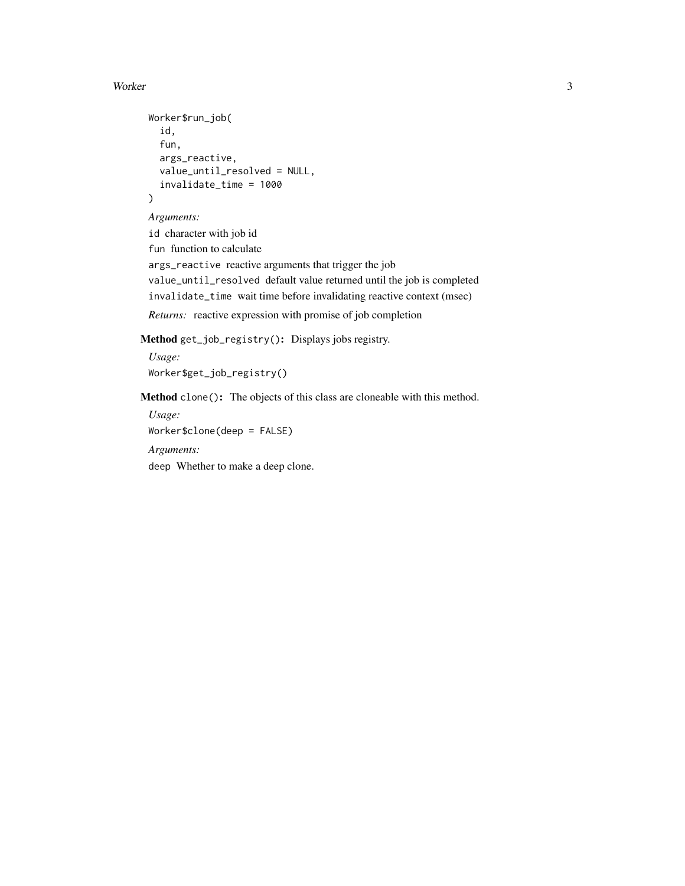```
Worker$run_job(
  id,
  fun,
  args_reactive,
  value_until_resolved = NULL,
  invalidate_time = 1000
)
```

*Arguments:*

`id` character with job id

`fun` function to calculate

`args_reactive` reactive arguments that trigger the job

`value_until_resolved` default value returned until the job is completed

`invalidate_time` wait time before invalidating reactive context (msec)

*Returns:* reactive expression with promise of job completion

**Method** `get_job_registry()`**:** Displays jobs registry.

*Usage:*

```
Worker$get_job_registry()
```

**Method** `clone()`**:** The objects of this class are cloneable with this method.

*Usage:*

```
Worker$clone(deep = FALSE)
```

*Arguments:*

`deep` Whether to make a deep clone.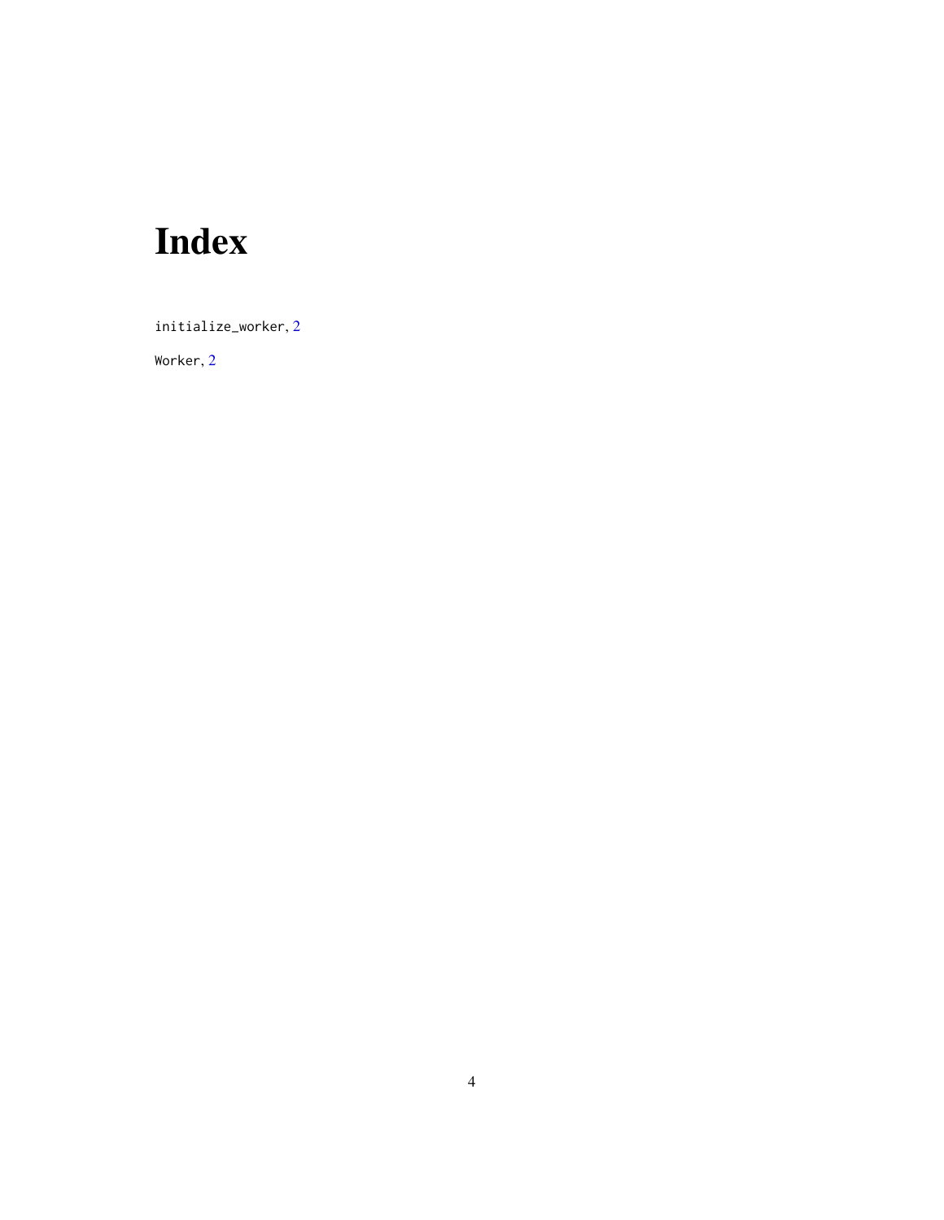# Index

initialize_worker, 2

Worker, 2